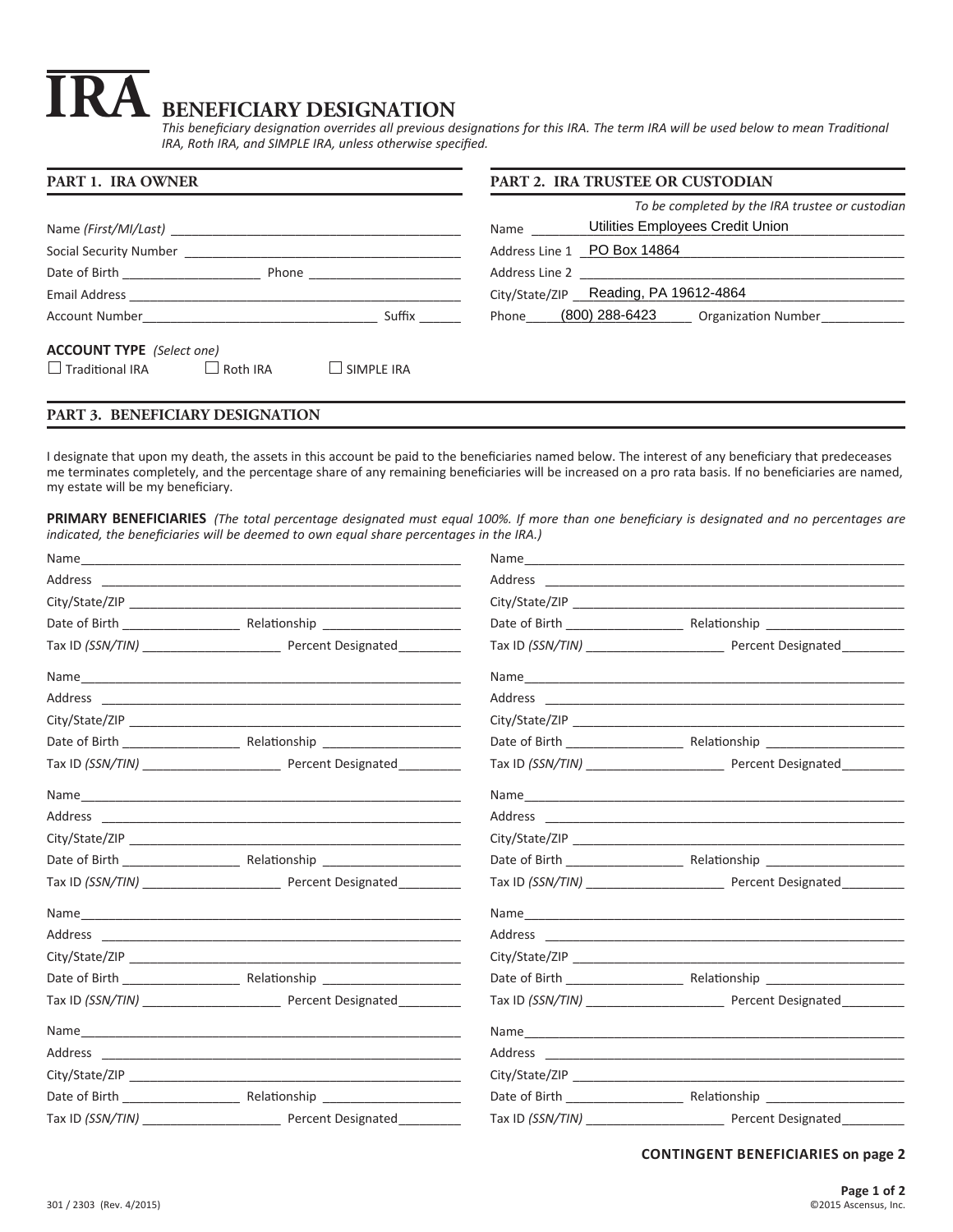# IRA BENEFICIARY DESIGNATION

*This beneficiary designation overrides all previous designations for this IRA. The term IRA will be used below to mean Traditional IRA, Roth IRA, and SIMPLE IRA, unless otherwise specified.*

## PART 1. IRA OWNER

Name *(First/MI/Last)* ___________________________________

Social Security Number ___________________________________

Date of Birth ________________ Phone ____________________

Email Address ___________________________________

Account Number ____________________________ Suffix ______

**ACCOUNT TYPE** *(Select one)*

☐ Traditional IRA ☐ Roth IRA ☐ SIMPLE IRA

## PART 2. IRA TRUSTEE OR CUSTODIAN

*To be completed by the IRA trustee or custodian*

Name Utilities Employees Credit Union

Address Line 1 PO Box 14864

Address Line 2 ___________________________________

City/State/ZIP Reading, PA 19612-4864

Phone (800) 288-6423 Organization Number ___________

## PART 3. BENEFICIARY DESIGNATION

I designate that upon my death, the assets in this account be paid to the beneficiaries named below. The interest of any beneficiary that predeceases me terminates completely, and the percentage share of any remaining beneficiaries will be increased on a pro rata basis. If no beneficiaries are named, my estate will be my beneficiary.

**PRIMARY BENEFICIARIES** *(The total percentage designated must equal 100%. If more than one beneficiary is designated and no percentages are indicated, the beneficiaries will be deemed to own equal share percentages in the IRA.)*

Name ___________________________________
Address ___________________________________
City/State/ZIP ___________________________________
Date of Birth ________________ Relationship ____________________
Tax ID *(SSN/TIN)* ____________________ Percent Designated ________

Name ___________________________________
Address ___________________________________
City/State/ZIP ___________________________________
Date of Birth ________________ Relationship ____________________
Tax ID *(SSN/TIN)* ____________________ Percent Designated ________

Name ___________________________________
Address ___________________________________
City/State/ZIP ___________________________________
Date of Birth ________________ Relationship ____________________
Tax ID *(SSN/TIN)* ____________________ Percent Designated ________

Name ___________________________________
Address ___________________________________
City/State/ZIP ___________________________________
Date of Birth ________________ Relationship ____________________
Tax ID *(SSN/TIN)* ____________________ Percent Designated ________

Name ___________________________________
Address ___________________________________
City/State/ZIP ___________________________________
Date of Birth ________________ Relationship ____________________
Tax ID *(SSN/TIN)* ____________________ Percent Designated ________

Name ___________________________________
Address ___________________________________
City/State/ZIP ___________________________________
Date of Birth ________________ Relationship ____________________
Tax ID *(SSN/TIN)* ____________________ Percent Designated ________

Name ___________________________________
Address ___________________________________
City/State/ZIP ___________________________________
Date of Birth ________________ Relationship ____________________
Tax ID *(SSN/TIN)* ____________________ Percent Designated ________

Name ___________________________________
Address ___________________________________
City/State/ZIP ___________________________________
Date of Birth ________________ Relationship ____________________
Tax ID *(SSN/TIN)* ____________________ Percent Designated ________

Name ___________________________________
Address ___________________________________
City/State/ZIP ___________________________________
Date of Birth ________________ Relationship ____________________
Tax ID *(SSN/TIN)* ____________________ Percent Designated ________

Name ___________________________________
Address ___________________________________
City/State/ZIP ___________________________________
Date of Birth ________________ Relationship ____________________
Tax ID *(SSN/TIN)* ____________________ Percent Designated ________

**CONTINGENT BENEFICIARIES on page 2**

301 / 2303 (Rev. 4/2015)

©2015 Ascensus, Inc.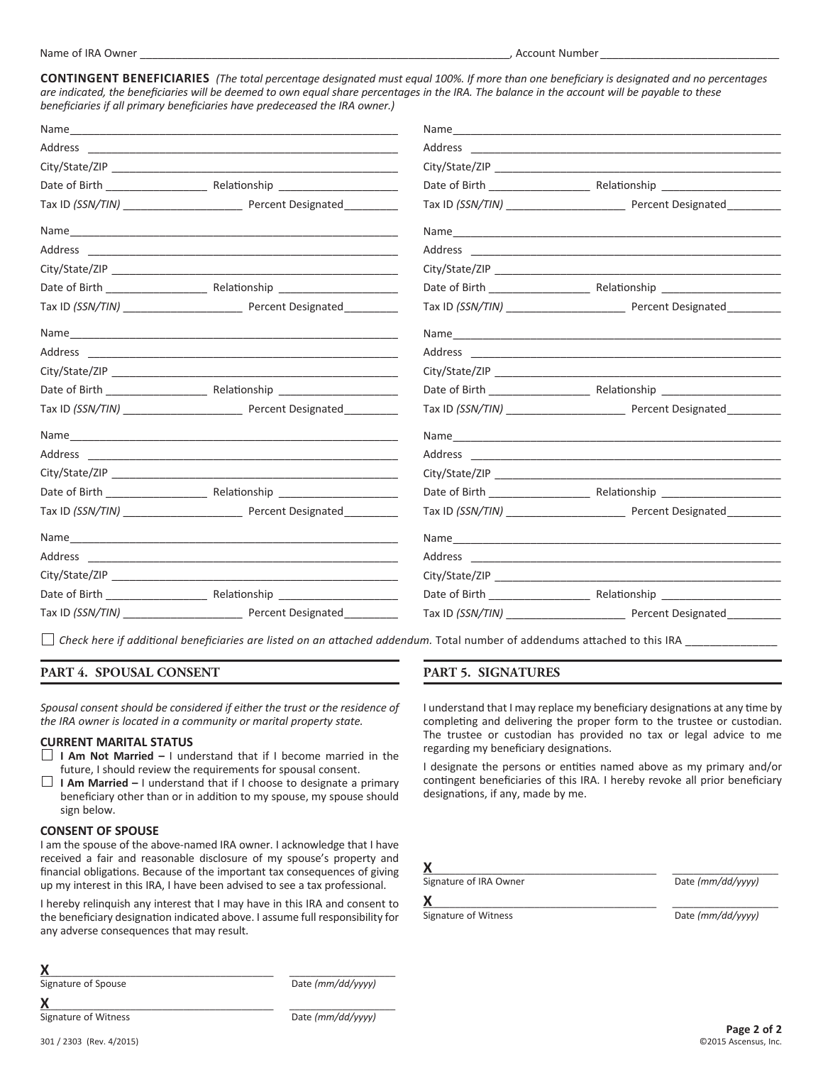Name of IRA Owner ______________________________________________________________, Account Number ____________________________

**CONTINGENT BENEFICIARIES** *(The total percentage designated must equal 100%. If more than one beneficiary is designated and no percentages are indicated, the beneficiaries will be deemed to own equal share percentages in the IRA. The balance in the account will be payable to these beneficiaries if all primary beneficiaries have predeceased the IRA owner.)*

Name_______________________________________________________
Address ____________________________________________________
City/State/ZIP _______________________________________________
Date of Birth ________________ Relationship ___________________
Tax ID *(SSN/TIN)* ___________________ Percent Designated_________

Name_______________________________________________________
Address ____________________________________________________
City/State/ZIP _______________________________________________
Date of Birth ________________ Relationship ___________________
Tax ID *(SSN/TIN)* ___________________ Percent Designated_________

Name_______________________________________________________
Address ____________________________________________________
City/State/ZIP _______________________________________________
Date of Birth ________________ Relationship ___________________
Tax ID *(SSN/TIN)* ___________________ Percent Designated_________

Name_______________________________________________________
Address ____________________________________________________
City/State/ZIP _______________________________________________
Date of Birth ________________ Relationship ___________________
Tax ID *(SSN/TIN)* ___________________ Percent Designated_________

Name_______________________________________________________
Address ____________________________________________________
City/State/ZIP _______________________________________________
Date of Birth ________________ Relationship ___________________
Tax ID *(SSN/TIN)* ___________________ Percent Designated_________

Name_______________________________________________________
Address ____________________________________________________
City/State/ZIP _______________________________________________
Date of Birth ________________ Relationship ___________________
Tax ID *(SSN/TIN)* ___________________ Percent Designated_________

Name_______________________________________________________
Address ____________________________________________________
City/State/ZIP _______________________________________________
Date of Birth ________________ Relationship ___________________
Tax ID *(SSN/TIN)* ___________________ Percent Designated_________

Name_______________________________________________________
Address ____________________________________________________
City/State/ZIP _______________________________________________
Date of Birth ________________ Relationship ___________________
Tax ID *(SSN/TIN)* ___________________ Percent Designated_________

Name_______________________________________________________
Address ____________________________________________________
City/State/ZIP _______________________________________________
Date of Birth ________________ Relationship ___________________
Tax ID *(SSN/TIN)* ___________________ Percent Designated_________

Name_______________________________________________________
Address ____________________________________________________
City/State/ZIP _______________________________________________
Date of Birth ________________ Relationship ___________________
Tax ID *(SSN/TIN)* ___________________ Percent Designated_________

☐ *Check here if additional beneficiaries are listed on an attached addendum.* Total number of addendums attached to this IRA ______________

## PART 4. SPOUSAL CONSENT

*Spousal consent should be considered if either the trust or the residence of the IRA owner is located in a community or marital property state.*

**CURRENT MARITAL STATUS**

☐ **I Am Not Married –** I understand that if I become married in the future, I should review the requirements for spousal consent.

☐ **I Am Married –** I understand that if I choose to designate a primary beneficiary other than or in addition to my spouse, my spouse should sign below.

**CONSENT OF SPOUSE**

I am the spouse of the above-named IRA owner. I acknowledge that I have received a fair and reasonable disclosure of my spouse's property and financial obligations. Because of the important tax consequences of giving up my interest in this IRA, I have been advised to see a tax professional.

I hereby relinquish any interest that I may have in this IRA and consent to the beneficiary designation indicated above. I assume full responsibility for any adverse consequences that may result.

**X**____________________________________ __________________
Signature of Spouse Date *(mm/dd/yyyy)*

**X**____________________________________ __________________
Signature of Witness Date *(mm/dd/yyyy)*

## PART 5. SIGNATURES

I understand that I may replace my beneficiary designations at any time by completing and delivering the proper form to the trustee or custodian. The trustee or custodian has provided no tax or legal advice to me regarding my beneficiary designations.

I designate the persons or entities named above as my primary and/or contingent beneficiaries of this IRA. I hereby revoke all prior beneficiary designations, if any, made by me.

**X**____________________________________ __________________
Signature of IRA Owner Date *(mm/dd/yyyy)*

**X**____________________________________ __________________
Signature of Witness Date *(mm/dd/yyyy)*

301 / 2303 (Rev. 4/2015)

©2015 Ascensus, Inc.